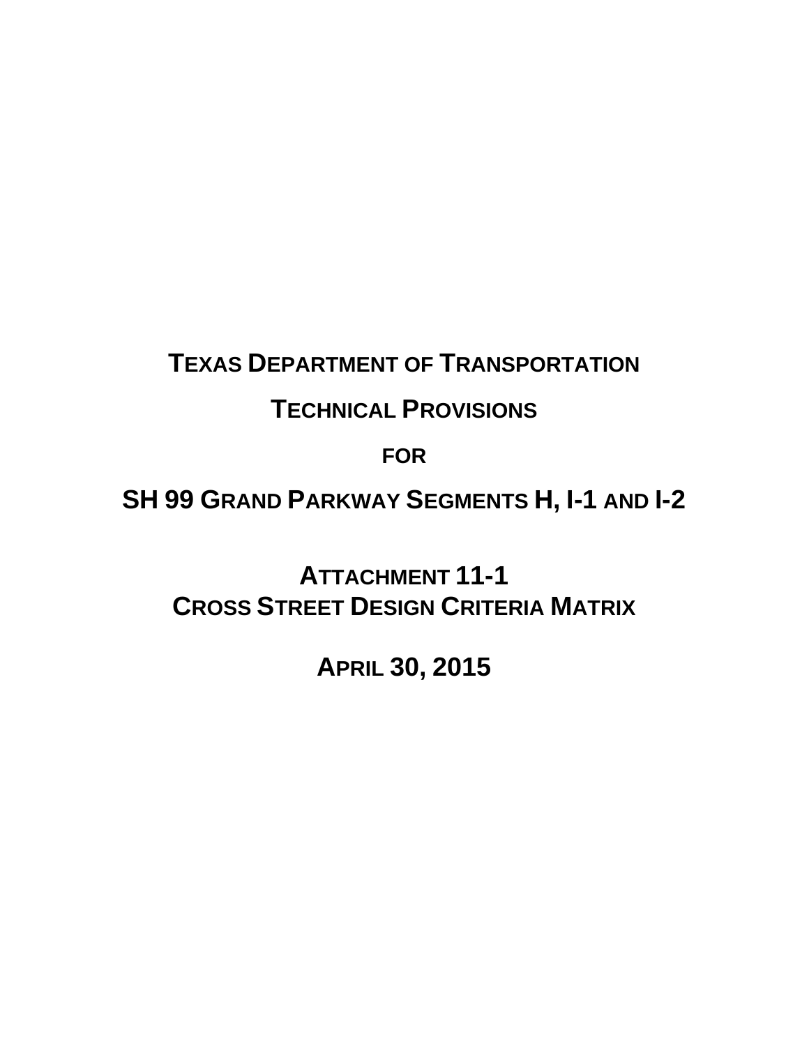# TEXAS DEPARTMENT OF TRANSPORTATION

# TECHNICAL PROVISIONS

# FOR

# SH 99 GRAND PARKWAY SEGMENTS H, I-1 AND I-2

## ATTACHMENT 11-1
## CROSS STREET DESIGN CRITERIA MATRIX

## APRIL 30, 2015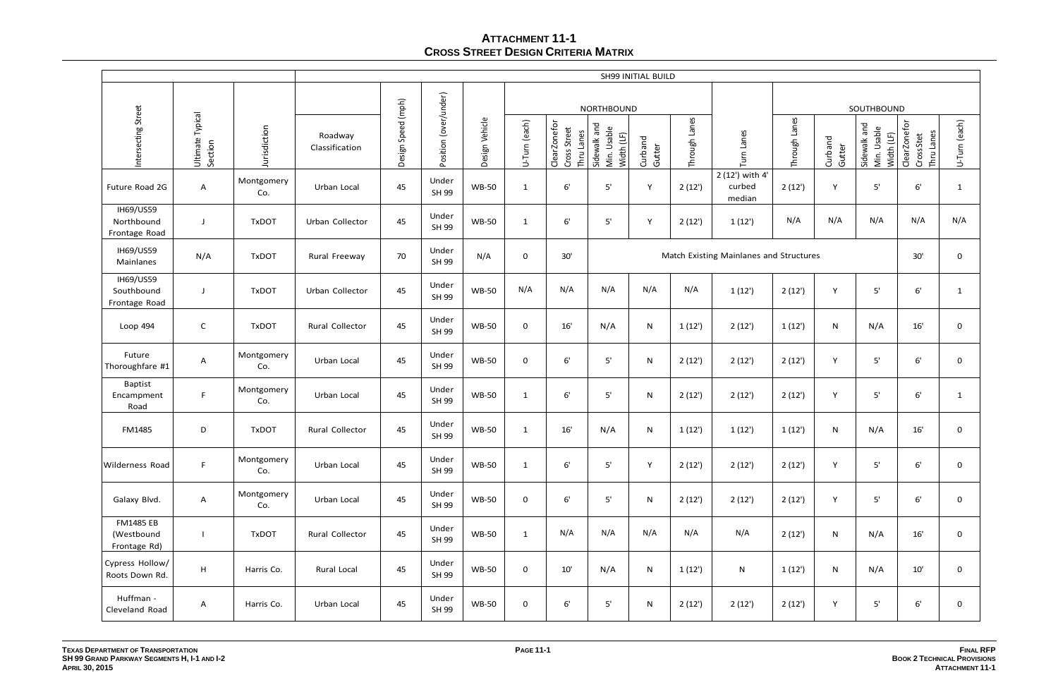# ATTACHMENT 11-1
## CROSS STREET DESIGN CRITERIA MATRIX

| | | | SH99 INITIAL BUILD | | | | | | | | | | | | | | | |
|---|---|---|---|---|---|---|---|---|---|---|---|---|---|---|---|---|---|---|
| | | | | | | | NORTHBOUND | | | | | | SOUTHBOUND | | | | | |
| Intersecting Street | Ultimate Typical Section | Jurisdiction | Roadway Classification | Design Speed (mph) | Position (over/under) | Design Vehicle | U-Turn (each) | Clear Zone for Cross Street Thru Lanes | Sidewalk and Min. Usable Width (LF) | Curb and Gutter | Through Lanes | Turn Lanes | Through Lanes | Curb and Gutter | Sidewalk and Min. Usable Width (LF) | Clear Zone for Cross Stet Thru Lanes | U-Turn (each) |
| Future Road 2G | A | Montgomery Co. | Urban Local | 45 | Under SH 99 | WB-50 | 1 | 6' | 5' | Y | 2 (12') | 2 (12') with 4' curbed median | 2 (12') | Y | 5' | 6' | 1 |
| IH69/US59 Northbound Frontage Road | J | TxDOT | Urban Collector | 45 | Under SH 99 | WB-50 | 1 | 6' | 5' | Y | 2 (12') | 1 (12') | N/A | N/A | N/A | N/A | N/A |
| IH69/US59 Mainlanes | N/A | TxDOT | Rural Freeway | 70 | Under SH 99 | N/A | 0 | 30' | Match Existing Mainlanes and Structures | | | | | | | 30' | 0 |
| IH69/US59 Southbound Frontage Road | J | TxDOT | Urban Collector | 45 | Under SH 99 | WB-50 | N/A | N/A | N/A | N/A | N/A | 1 (12') | 2 (12') | Y | 5' | 6' | 1 |
| Loop 494 | C | TxDOT | Rural Collector | 45 | Under SH 99 | WB-50 | 0 | 16' | N/A | N | 1 (12') | 2 (12') | 1 (12') | N | N/A | 16' | 0 |
| Future Thoroughfare #1 | A | Montgomery Co. | Urban Local | 45 | Under SH 99 | WB-50 | 0 | 6' | 5' | N | 2 (12') | 2 (12') | 2 (12') | Y | 5' | 6' | 0 |
| Baptist Encampment Road | F | Montgomery Co. | Urban Local | 45 | Under SH 99 | WB-50 | 1 | 6' | 5' | N | 2 (12') | 2 (12') | 2 (12') | Y | 5' | 6' | 1 |
| FM1485 | D | TxDOT | Rural Collector | 45 | Under SH 99 | WB-50 | 1 | 16' | N/A | N | 1 (12') | 1 (12') | 1 (12') | N | N/A | 16' | 0 |
| Wilderness Road | F | Montgomery Co. | Urban Local | 45 | Under SH 99 | WB-50 | 1 | 6' | 5' | Y | 2 (12') | 2 (12') | 2 (12') | Y | 5' | 6' | 0 |
| Galaxy Blvd. | A | Montgomery Co. | Urban Local | 45 | Under SH 99 | WB-50 | 0 | 6' | 5' | N | 2 (12') | 2 (12') | 2 (12') | Y | 5' | 6' | 0 |
| FM1485 EB (Westbound Frontage Rd) | I | TxDOT | Rural Collector | 45 | Under SH 99 | WB-50 | 1 | N/A | N/A | N/A | N/A | N/A | 2 (12') | N | N/A | 16' | 0 |
| Cypress Hollow/ Roots Down Rd. | H | Harris Co. | Rural Local | 45 | Under SH 99 | WB-50 | 0 | 10' | N/A | N | 1 (12') | N | 1 (12') | N | N/A | 10' | 0 |
| Huffman - Cleveland Road | A | Harris Co. | Urban Local | 45 | Under SH 99 | WB-50 | 0 | 6' | 5' | N | 2 (12') | 2 (12') | 2 (12') | Y | 5' | 6' | 0 |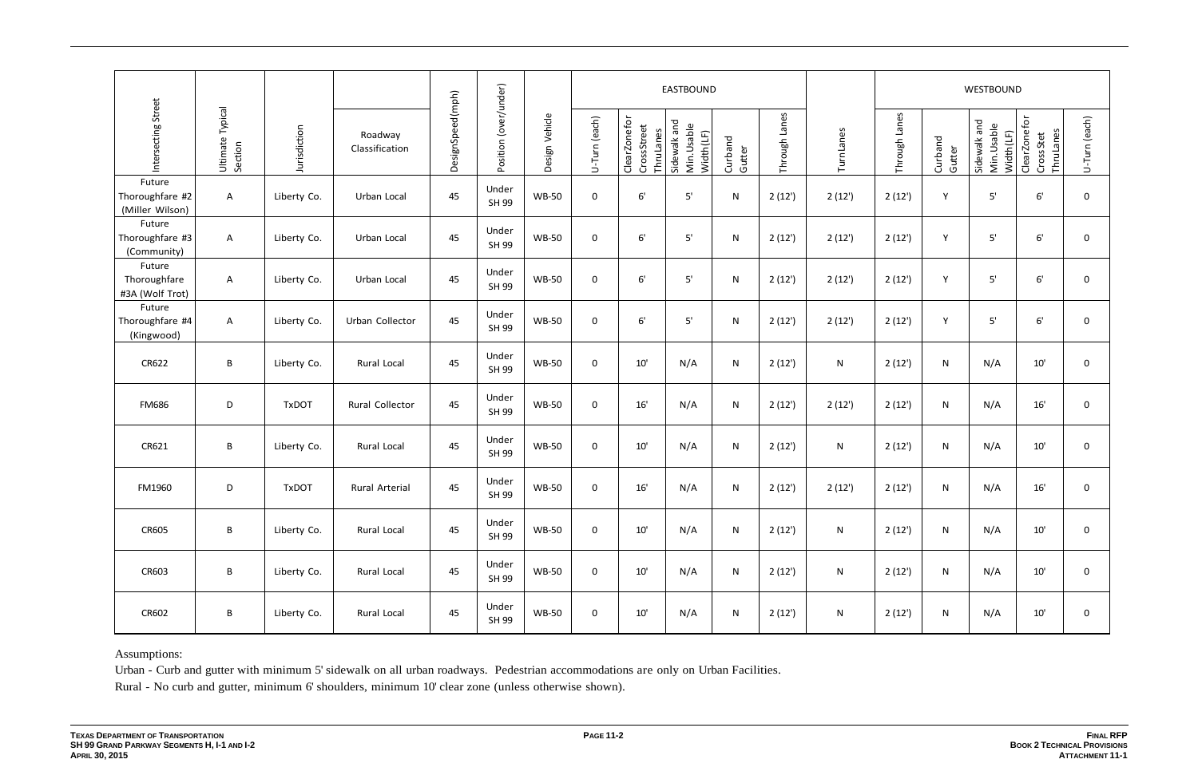| Intersecting Street | Ultimate Typical Section | Jurisdiction | Roadway Classification | DesignSpeed(mph) | Position (over/under) | Design Vehicle | EASTBOUND | | | | | Turn Lanes | WESTBOUND | | | | |
|---|---|---|---|---|---|---|---|---|---|---|---|---|---|---|---|---|---|
| | | | | | | | U-Turn (each) | ClearZone for CrossStreet ThruLanes | Sidewalk and Min.Usable Width(LF) | Curb and Gutter | Through Lanes | | Through Lanes | Curb and Gutter | Sidewalk and Min.Usable Width(LF) | ClearZone for Cross Stet ThruLanes | U-Turn (each) |
| Future Thoroughfare #2 (Miller Wilson) | A | Liberty Co. | Urban Local | 45 | Under SH 99 | WB-50 | 0 | 6' | 5' | N | 2 (12') | 2 (12') | 2 (12') | Y | 5' | 6' | 0 |
| Future Thoroughfare #3 (Community) | A | Liberty Co. | Urban Local | 45 | Under SH 99 | WB-50 | 0 | 6' | 5' | N | 2 (12') | 2 (12') | 2 (12') | Y | 5' | 6' | 0 |
| Future Thoroughfare #3A (Wolf Trot) | A | Liberty Co. | Urban Local | 45 | Under SH 99 | WB-50 | 0 | 6' | 5' | N | 2 (12') | 2 (12') | 2 (12') | Y | 5' | 6' | 0 |
| Future Thoroughfare #4 (Kingwood) | A | Liberty Co. | Urban Collector | 45 | Under SH 99 | WB-50 | 0 | 6' | 5' | N | 2 (12') | 2 (12') | 2 (12') | Y | 5' | 6' | 0 |
| CR622 | B | Liberty Co. | Rural Local | 45 | Under SH 99 | WB-50 | 0 | 10' | N/A | N | 2 (12') | N | 2 (12') | N | N/A | 10' | 0 |
| FM686 | D | TxDOT | Rural Collector | 45 | Under SH 99 | WB-50 | 0 | 16' | N/A | N | 2 (12') | 2 (12') | 2 (12') | N | N/A | 16' | 0 |
| CR621 | B | Liberty Co. | Rural Local | 45 | Under SH 99 | WB-50 | 0 | 10' | N/A | N | 2 (12') | N | 2 (12') | N | N/A | 10' | 0 |
| FM1960 | D | TxDOT | Rural Arterial | 45 | Under SH 99 | WB-50 | 0 | 16' | N/A | N | 2 (12') | 2 (12') | 2 (12') | N | N/A | 16' | 0 |
| CR605 | B | Liberty Co. | Rural Local | 45 | Under SH 99 | WB-50 | 0 | 10' | N/A | N | 2 (12') | N | 2 (12') | N | N/A | 10' | 0 |
| CR603 | B | Liberty Co. | Rural Local | 45 | Under SH 99 | WB-50 | 0 | 10' | N/A | N | 2 (12') | N | 2 (12') | N | N/A | 10' | 0 |
| CR602 | B | Liberty Co. | Rural Local | 45 | Under SH 99 | WB-50 | 0 | 10' | N/A | N | 2 (12') | N | 2 (12') | N | N/A | 10' | 0 |

Assumptions:

Urban - Curb and gutter with minimum 5' sidewalk on all urban roadways. Pedestrian accommodations are only on Urban Facilities.

Rural - No curb and gutter, minimum 6' shoulders, minimum 10' clear zone (unless otherwise shown).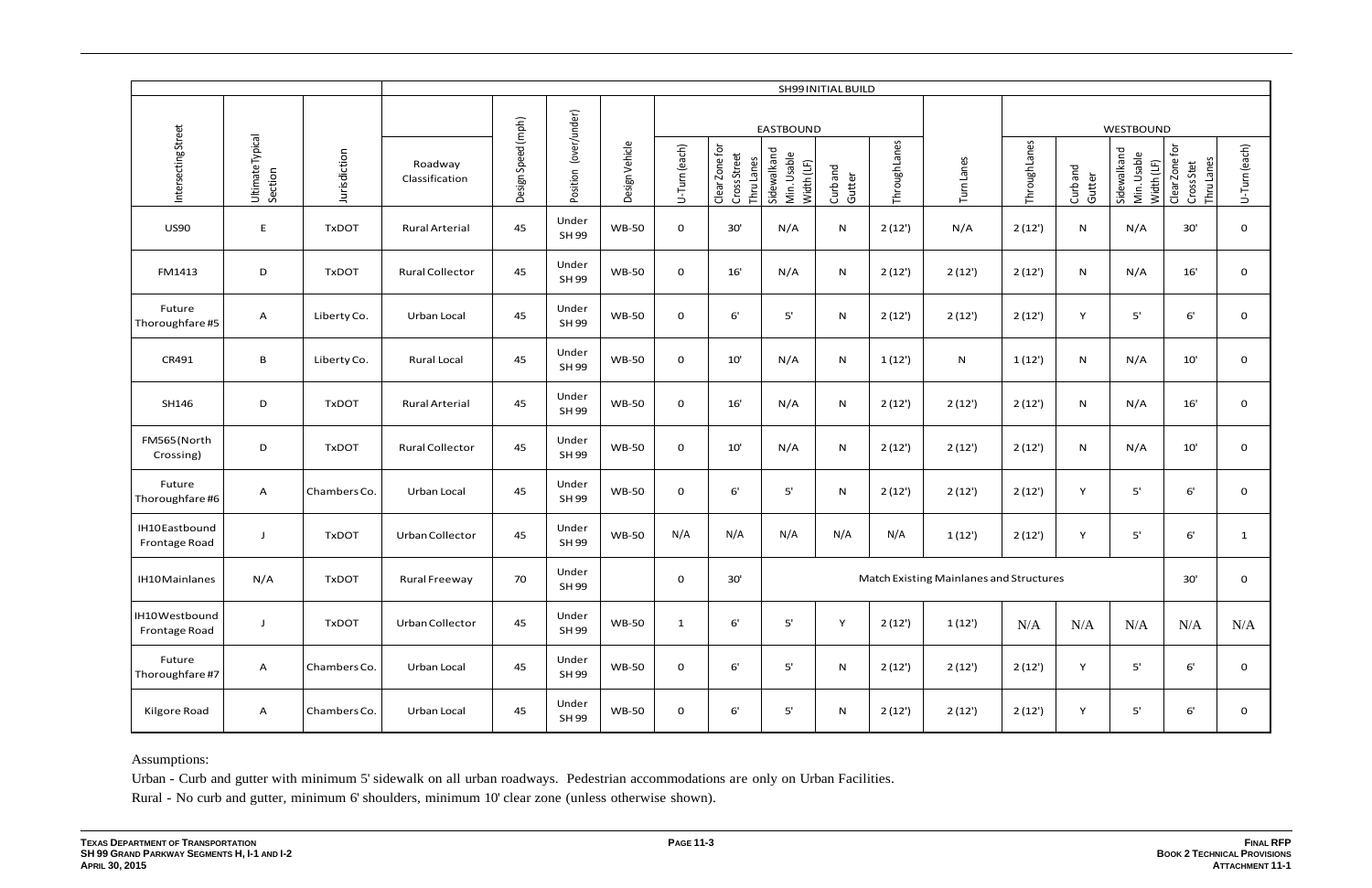| | | | SH99 INITIAL BUILD | | | | | | | | | | | | | | |
|---|---|---|---|---|---|---|---|---|---|---|---|---|---|---|---|---|---|
| | | | | | | | EASTBOUND | | | | | | WESTBOUND | | | | |
| Intersecting Street | Ultimate Typical Section | Jurisdiction | Roadway Classification | Design Speed (mph) | Position (over/under) | Design Vehicle | U-Turn (each) | Clear Zone for Cross Street Thru Lanes | Sidewalk and Min. Usable Width (LF) | Curb and Gutter | Through Lanes | Turn Lanes | Through Lanes | Curb and Gutter | Sidewalk and Min. Usable Width (LF) | Clear Zone for Cross Stet Thru Lanes | U-Turn (each) |
| US90 | E | TxDOT | Rural Arterial | 45 | Under SH 99 | WB-50 | 0 | 30' | N/A | N | 2 (12') | N/A | 2 (12') | N | N/A | 30' | 0 |
| FM1413 | D | TxDOT | Rural Collector | 45 | Under SH 99 | WB-50 | 0 | 16' | N/A | N | 2 (12') | 2 (12') | 2 (12') | N | N/A | 16' | 0 |
| Future Thoroughfare #5 | A | Liberty Co. | Urban Local | 45 | Under SH 99 | WB-50 | 0 | 6' | 5' | N | 2 (12') | 2 (12') | 2 (12') | Y | 5' | 6' | 0 |
| CR491 | B | Liberty Co. | Rural Local | 45 | Under SH 99 | WB-50 | 0 | 10' | N/A | N | 1 (12') | N | 1 (12') | N | N/A | 10' | 0 |
| SH146 | D | TxDOT | Rural Arterial | 45 | Under SH 99 | WB-50 | 0 | 16' | N/A | N | 2 (12') | 2 (12') | 2 (12') | N | N/A | 16' | 0 |
| FM565 (North Crossing) | D | TxDOT | Rural Collector | 45 | Under SH 99 | WB-50 | 0 | 10' | N/A | N | 2 (12') | 2 (12') | 2 (12') | N | N/A | 10' | 0 |
| Future Thoroughfare #6 | A | Chambers Co. | Urban Local | 45 | Under SH 99 | WB-50 | 0 | 6' | 5' | N | 2 (12') | 2 (12') | 2 (12') | Y | 5' | 6' | 0 |
| IH10 Eastbound Frontage Road | J | TxDOT | Urban Collector | 45 | Under SH 99 | WB-50 | N/A | N/A | N/A | N/A | N/A | 1 (12') | 2 (12') | Y | 5' | 6' | 1 |
| IH10 Mainlanes | N/A | TxDOT | Rural Freeway | 70 | Under SH 99 | | 0 | 30' | Match Existing Mainlanes and Structures | | | | | | | 30' | 0 |
| IH10 Westbound Frontage Road | J | TxDOT | Urban Collector | 45 | Under SH 99 | WB-50 | 1 | 6' | 5' | Y | 2 (12') | 1 (12') | N/A | N/A | N/A | N/A | N/A |
| Future Thoroughfare #7 | A | Chambers Co. | Urban Local | 45 | Under SH 99 | WB-50 | 0 | 6' | 5' | N | 2 (12') | 2 (12') | 2 (12') | Y | 5' | 6' | 0 |
| Kilgore Road | A | Chambers Co. | Urban Local | 45 | Under SH 99 | WB-50 | 0 | 6' | 5' | N | 2 (12') | 2 (12') | 2 (12') | Y | 5' | 6' | 0 |

Assumptions:

Urban - Curb and gutter with minimum 5' sidewalk on all urban roadways. Pedestrian accommodations are only on Urban Facilities.

Rural - No curb and gutter, minimum 6' shoulders, minimum 10' clear zone (unless otherwise shown).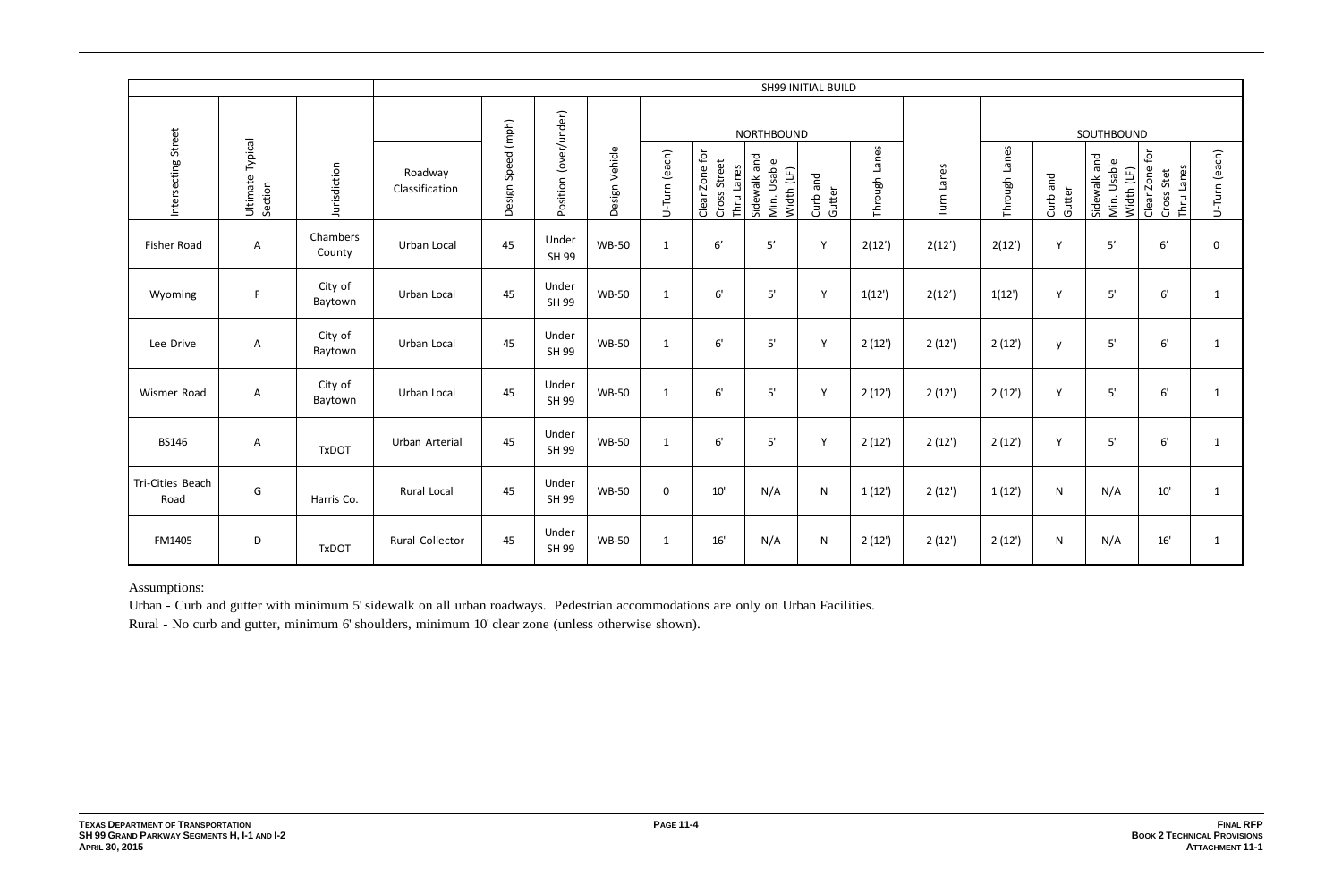| | | | SH99 INITIAL BUILD | | | | | | | | | | | | | | |
|---|---|---|---|---|---|---|---|---|---|---|---|---|---|---|---|---|---|
| | | | | | | | NORTHBOUND | | | | | | SOUTHBOUND | | | | |
| Intersecting Street | Ultimate Typical Section | Jurisdiction | Roadway Classification | Design Speed (mph) | Position (over/under) | Design Vehicle | U-Turn (each) | Clear Zone for Cross Street Thru Lanes | Sidewalk and Min. Usable Width (LF) | Curb and Gutter | Through Lanes | Turn Lanes | Through Lanes | Curb and Gutter | Sidewalk and Min. Usable Width (LF) | Clear Zone for Cross Stet Thru Lanes | U-Turn (each) |
| Fisher Road | A | Chambers County | Urban Local | 45 | Under SH 99 | WB-50 | 1 | 6’ | 5’ | Y | 2(12’) | 2(12’) | 2(12’) | Y | 5’ | 6’ | 0 |
| Wyoming | F | City of Baytown | Urban Local | 45 | Under SH 99 | WB-50 | 1 | 6' | 5' | Y | 1(12') | 2(12’) | 1(12') | Y | 5' | 6' | 1 |
| Lee Drive | A | City of Baytown | Urban Local | 45 | Under SH 99 | WB-50 | 1 | 6' | 5' | Y | 2 (12') | 2 (12') | 2 (12') | y | 5' | 6' | 1 |
| Wismer Road | A | City of Baytown | Urban Local | 45 | Under SH 99 | WB-50 | 1 | 6' | 5' | Y | 2 (12') | 2 (12') | 2 (12') | Y | 5' | 6' | 1 |
| BS146 | A | TxDOT | Urban Arterial | 45 | Under SH 99 | WB-50 | 1 | 6' | 5' | Y | 2 (12') | 2 (12') | 2 (12') | Y | 5' | 6' | 1 |
| Tri-Cities Beach Road | G | Harris Co. | Rural Local | 45 | Under SH 99 | WB-50 | 0 | 10' | N/A | N | 1 (12') | 2 (12') | 1 (12') | N | N/A | 10' | 1 |
| FM1405 | D | TxDOT | Rural Collector | 45 | Under SH 99 | WB-50 | 1 | 16' | N/A | N | 2 (12') | 2 (12') | 2 (12') | N | N/A | 16' | 1 |

Assumptions:

Urban - Curb and gutter with minimum 5' sidewalk on all urban roadways. Pedestrian accommodations are only on Urban Facilities.

Rural - No curb and gutter, minimum 6' shoulders, minimum 10' clear zone (unless otherwise shown).